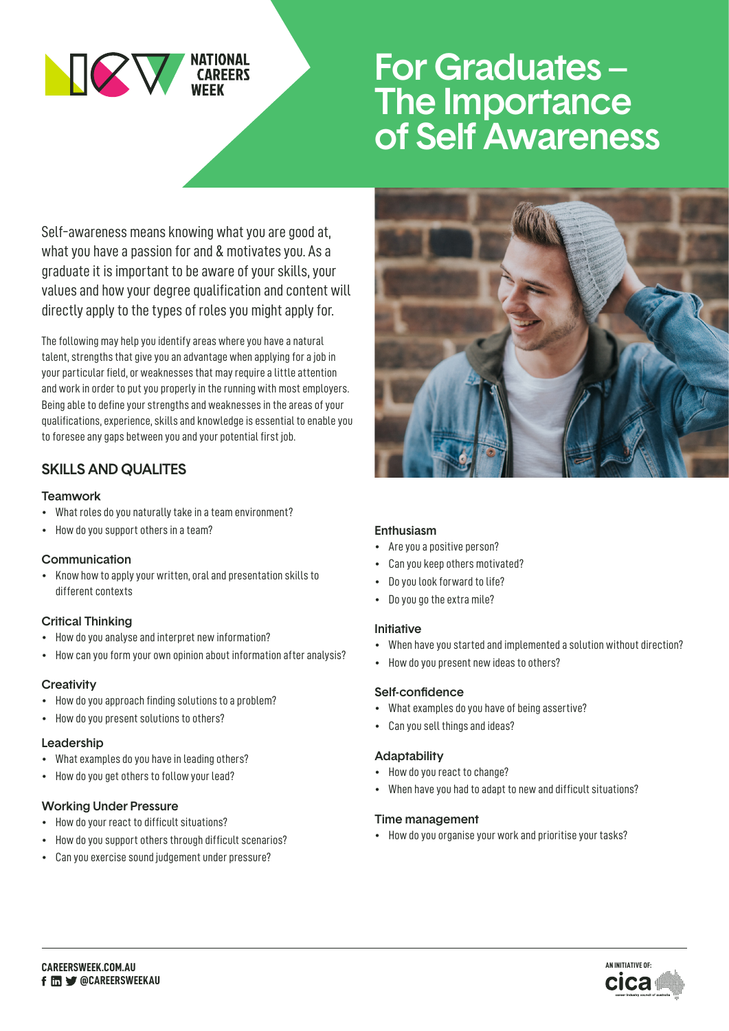NATIONAL CAREERS WEEK

# For Graduates – The Importance of Self Awareness

Self-awareness means knowing what you are good at, what you have a passion for and & motivates you. As a graduate it is important to be aware of your skills, your values and how your degree qualification and content will directly apply to the types of roles you might apply for.

The following may help you identify areas where you have a natural talent, strengths that give you an advantage when applying for a job in your particular field, or weaknesses that may require a little attention and work in order to put you properly in the running with most employers. Being able to define your strengths and weaknesses in the areas of your qualifications, experience, skills and knowledge is essential to enable you to foresee any gaps between you and your potential first job.

## SKILLS AND QUALITES

### Teamwork

- What roles do you naturally take in a team environment?
- How do you support others in a team?

### Communication

- Know how to apply your written, oral and presentation skills to different contexts

### Critical Thinking

- How do you analyse and interpret new information?
- How can you form your own opinion about information after analysis?

### Creativity

- How do you approach finding solutions to a problem?
- How do you present solutions to others?

### Leadership

- What examples do you have in leading others?
- How do you get others to follow your lead?

### Working Under Pressure

- How do your react to difficult situations?
- How do you support others through difficult scenarios?
- Can you exercise sound judgement under pressure?

### Enthusiasm

- Are you a positive person?
- Can you keep others motivated?
- Do you look forward to life?
- Do you go the extra mile?

### Initiative

- When have you started and implemented a solution without direction?
- How do you present new ideas to others?

### Self-confidence

- What examples do you have of being assertive?
- Can you sell things and ideas?

### Adaptability

- How do you react to change?
- When have you had to adapt to new and difficult situations?

### Time management

- How do you organise your work and prioritise your tasks?

CAREERSWEEK.COM.AU
@CAREERSWEEKAU

AN INITIATIVE OF: cica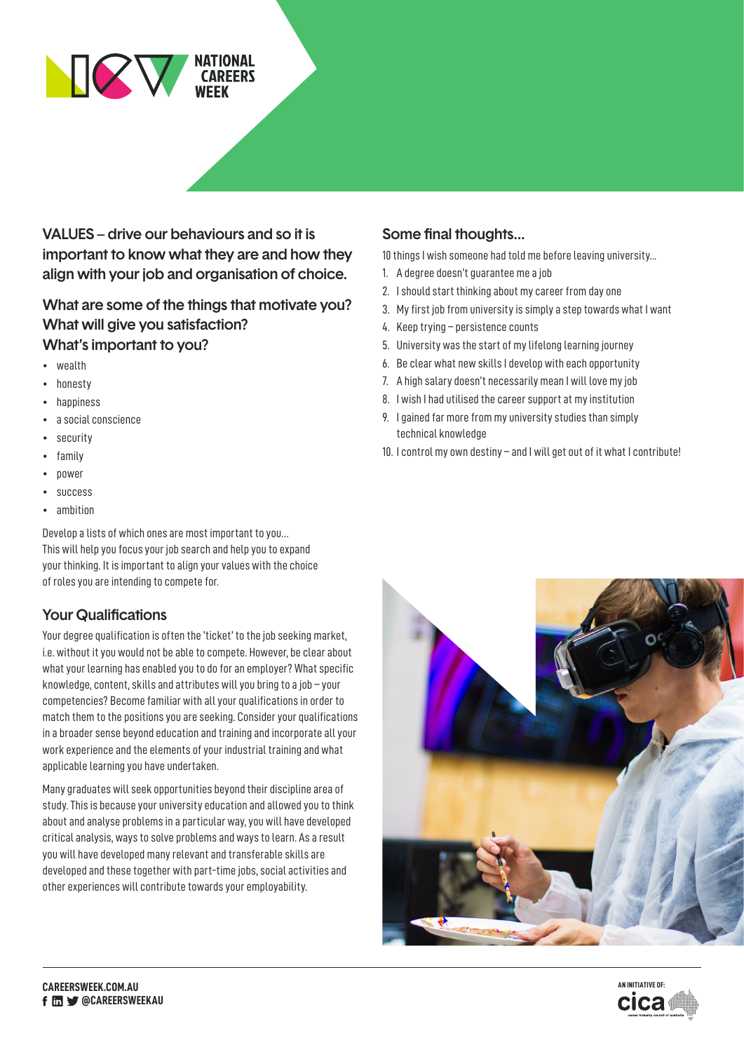## VALUES – drive our behaviours and so it is important to know what they are and how they align with your job and organisation of choice.

### What are some of the things that motivate you? What will give you satisfaction? What's important to you?

- wealth
- honesty
- happiness
- a social conscience
- security
- family
- power
- success
- ambition

Develop a lists of which ones are most important to you... This will help you focus your job search and help you to expand your thinking. It is important to align your values with the choice of roles you are intending to compete for.

### Your Qualifications

Your degree qualification is often the 'ticket' to the job seeking market, i.e. without it you would not be able to compete. However, be clear about what your learning has enabled you to do for an employer? What specific knowledge, content, skills and attributes will you bring to a job – your competencies? Become familiar with all your qualifications in order to match them to the positions you are seeking. Consider your qualifications in a broader sense beyond education and training and incorporate all your work experience and the elements of your industrial training and what applicable learning you have undertaken.

Many graduates will seek opportunities beyond their discipline area of study. This is because your university education and allowed you to think about and analyse problems in a particular way, you will have developed critical analysis, ways to solve problems and ways to learn. As a result you will have developed many relevant and transferable skills are developed and these together with part-time jobs, social activities and other experiences will contribute towards your employability.

### Some final thoughts...

10 things I wish someone had told me before leaving university...

1. A degree doesn't guarantee me a job
2. I should start thinking about my career from day one
3. My first job from university is simply a step towards what I want
4. Keep trying – persistence counts
5. University was the start of my lifelong learning journey
6. Be clear what new skills I develop with each opportunity
7. A high salary doesn't necessarily mean I will love my job
8. I wish I had utilised the career support at my institution
9. I gained far more from my university studies than simply technical knowledge
10. I control my own destiny – and I will get out of it what I contribute!